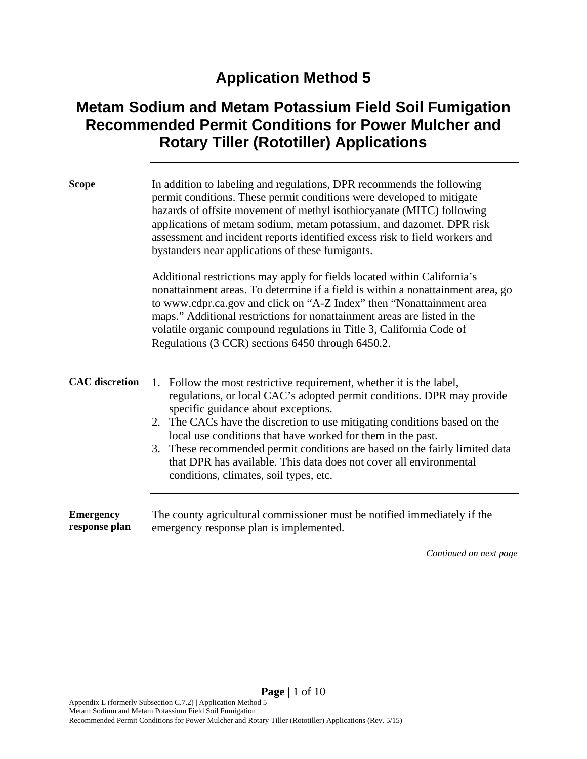# Application Method 5

## Metam Sodium and Metam Potassium Field Soil Fumigation Recommended Permit Conditions for Power Mulcher and Rotary Tiller (Rototiller) Applications

---

**Scope**

In addition to labeling and regulations, DPR recommends the following permit conditions. These permit conditions were developed to mitigate hazards of offsite movement of methyl isothiocyanate (MITC) following applications of metam sodium, metam potassium, and dazomet. DPR risk assessment and incident reports identified excess risk to field workers and bystanders near applications of these fumigants.

Additional restrictions may apply for fields located within California's nonattainment areas. To determine if a field is within a nonattainment area, go to www.cdpr.ca.gov and click on "A-Z Index" then "Nonattainment area maps." Additional restrictions for nonattainment areas are listed in the volatile organic compound regulations in Title 3, California Code of Regulations (3 CCR) sections 6450 through 6450.2.

---

**CAC discretion**

1. Follow the most restrictive requirement, whether it is the label, regulations, or local CAC's adopted permit conditions. DPR may provide specific guidance about exceptions.
2. The CACs have the discretion to use mitigating conditions based on the local use conditions that have worked for them in the past.
3. These recommended permit conditions are based on the fairly limited data that DPR has available. This data does not cover all environmental conditions, climates, soil types, etc.

---

**Emergency response plan**

The county agricultural commissioner must be notified immediately if the emergency response plan is implemented.

*Continued on next page*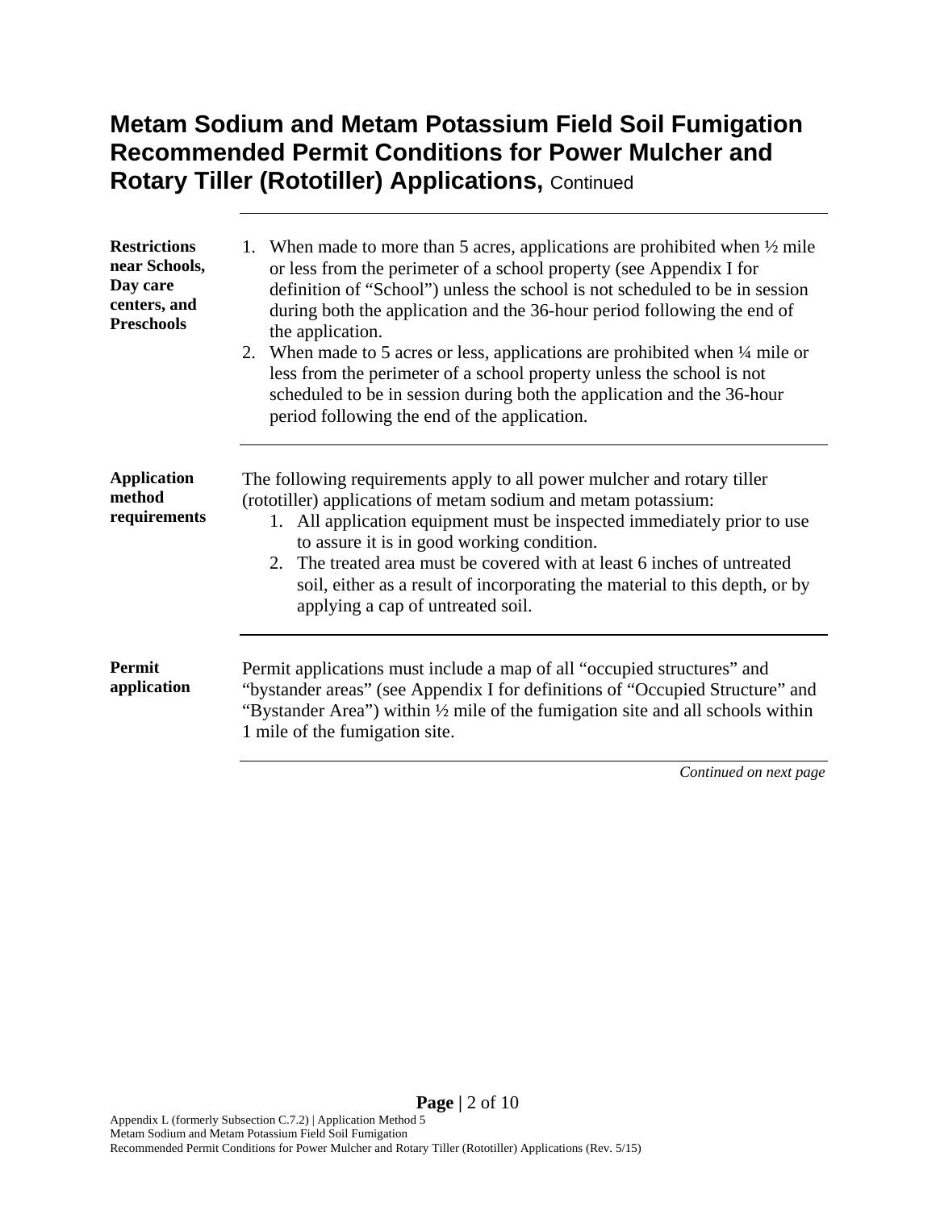# Metam Sodium and Metam Potassium Field Soil Fumigation Recommended Permit Conditions for Power Mulcher and Rotary Tiller (Rototiller) Applications, Continued

**Restrictions near Schools, Day care centers, and Preschools**

1. When made to more than 5 acres, applications are prohibited when ½ mile or less from the perimeter of a school property (see Appendix I for definition of "School") unless the school is not scheduled to be in session during both the application and the 36-hour period following the end of the application.
2. When made to 5 acres or less, applications are prohibited when ¼ mile or less from the perimeter of a school property unless the school is not scheduled to be in session during both the application and the 36-hour period following the end of the application.

**Application method requirements**

The following requirements apply to all power mulcher and rotary tiller (rototiller) applications of metam sodium and metam potassium:

1. All application equipment must be inspected immediately prior to use to assure it is in good working condition.
2. The treated area must be covered with at least 6 inches of untreated soil, either as a result of incorporating the material to this depth, or by applying a cap of untreated soil.

**Permit application**

Permit applications must include a map of all "occupied structures" and "bystander areas" (see Appendix I for definitions of "Occupied Structure" and "Bystander Area") within ½ mile of the fumigation site and all schools within 1 mile of the fumigation site.

*Continued on next page*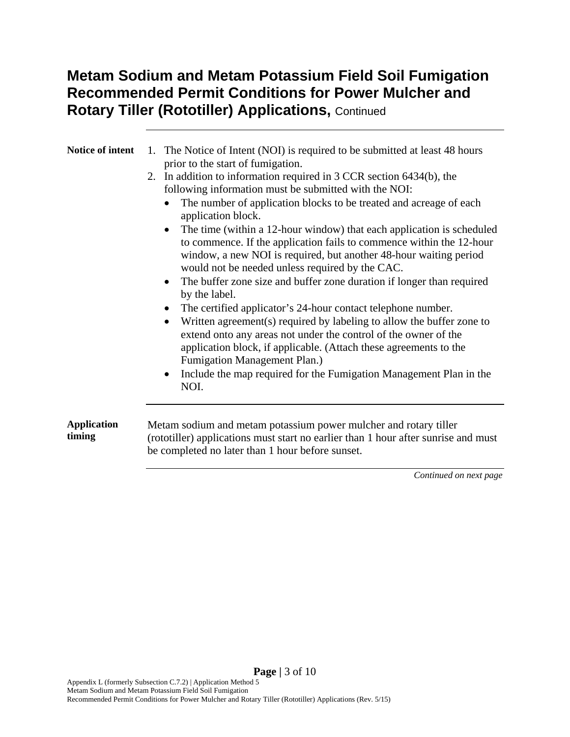# Metam Sodium and Metam Potassium Field Soil Fumigation Recommended Permit Conditions for Power Mulcher and Rotary Tiller (Rototiller) Applications, Continued

**Notice of intent**

1. The Notice of Intent (NOI) is required to be submitted at least 48 hours prior to the start of fumigation.
2. In addition to information required in 3 CCR section 6434(b), the following information must be submitted with the NOI:
   - The number of application blocks to be treated and acreage of each application block.
   - The time (within a 12-hour window) that each application is scheduled to commence. If the application fails to commence within the 12-hour window, a new NOI is required, but another 48-hour waiting period would not be needed unless required by the CAC.
   - The buffer zone size and buffer zone duration if longer than required by the label.
   - The certified applicator's 24-hour contact telephone number.
   - Written agreement(s) required by labeling to allow the buffer zone to extend onto any areas not under the control of the owner of the application block, if applicable. (Attach these agreements to the Fumigation Management Plan.)
   - Include the map required for the Fumigation Management Plan in the NOI.

**Application timing**

Metam sodium and metam potassium power mulcher and rotary tiller (rototiller) applications must start no earlier than 1 hour after sunrise and must be completed no later than 1 hour before sunset.

*Continued on next page*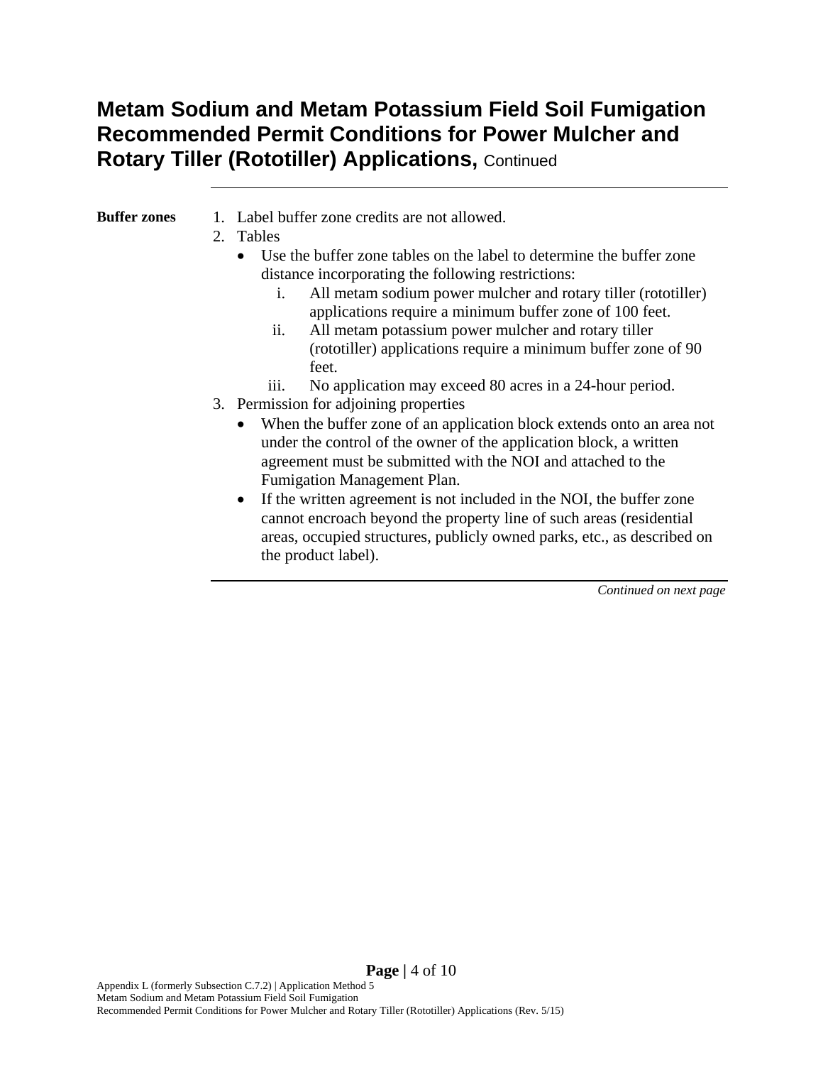# Metam Sodium and Metam Potassium Field Soil Fumigation Recommended Permit Conditions for Power Mulcher and Rotary Tiller (Rototiller) Applications, Continued

**Buffer zones**

1. Label buffer zone credits are not allowed.
2. Tables
   - Use the buffer zone tables on the label to determine the buffer zone distance incorporating the following restrictions:
     1. All metam sodium power mulcher and rotary tiller (rototiller) applications require a minimum buffer zone of 100 feet.
     2. All metam potassium power mulcher and rotary tiller (rototiller) applications require a minimum buffer zone of 90 feet.
     3. No application may exceed 80 acres in a 24-hour period.
3. Permission for adjoining properties
   - When the buffer zone of an application block extends onto an area not under the control of the owner of the application block, a written agreement must be submitted with the NOI and attached to the Fumigation Management Plan.
   - If the written agreement is not included in the NOI, the buffer zone cannot encroach beyond the property line of such areas (residential areas, occupied structures, publicly owned parks, etc., as described on the product label).

*Continued on next page*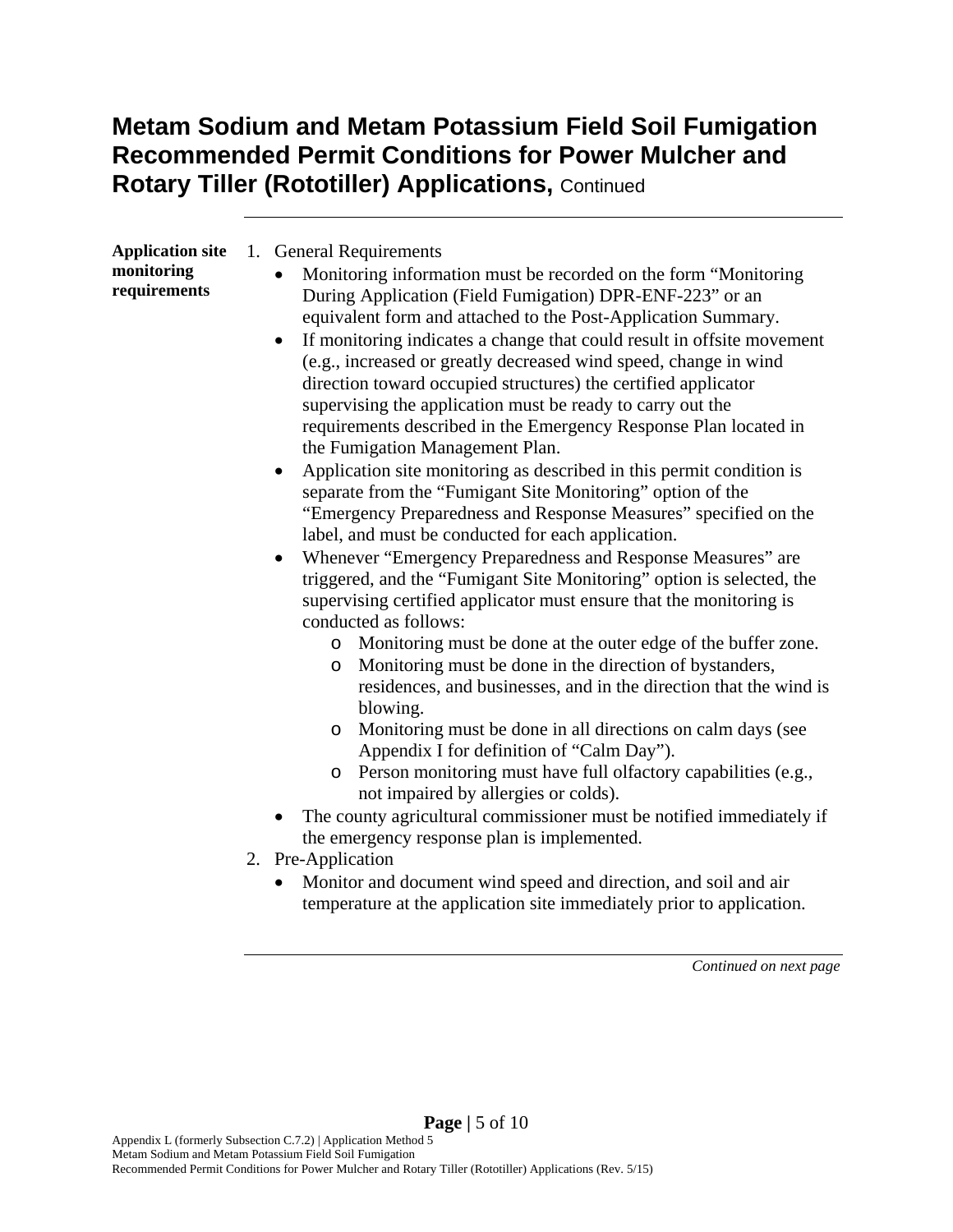# Metam Sodium and Metam Potassium Field Soil Fumigation Recommended Permit Conditions for Power Mulcher and Rotary Tiller (Rototiller) Applications, Continued

**Application site monitoring requirements**

1. General Requirements
   - Monitoring information must be recorded on the form "Monitoring During Application (Field Fumigation) DPR-ENF-223" or an equivalent form and attached to the Post-Application Summary.
   - If monitoring indicates a change that could result in offsite movement (e.g., increased or greatly decreased wind speed, change in wind direction toward occupied structures) the certified applicator supervising the application must be ready to carry out the requirements described in the Emergency Response Plan located in the Fumigation Management Plan.
   - Application site monitoring as described in this permit condition is separate from the "Fumigant Site Monitoring" option of the "Emergency Preparedness and Response Measures" specified on the label, and must be conducted for each application.
   - Whenever "Emergency Preparedness and Response Measures" are triggered, and the "Fumigant Site Monitoring" option is selected, the supervising certified applicator must ensure that the monitoring is conducted as follows:
     - Monitoring must be done at the outer edge of the buffer zone.
     - Monitoring must be done in the direction of bystanders, residences, and businesses, and in the direction that the wind is blowing.
     - Monitoring must be done in all directions on calm days (see Appendix I for definition of "Calm Day").
     - Person monitoring must have full olfactory capabilities (e.g., not impaired by allergies or colds).
   - The county agricultural commissioner must be notified immediately if the emergency response plan is implemented.
2. Pre-Application
   - Monitor and document wind speed and direction, and soil and air temperature at the application site immediately prior to application.

*Continued on next page*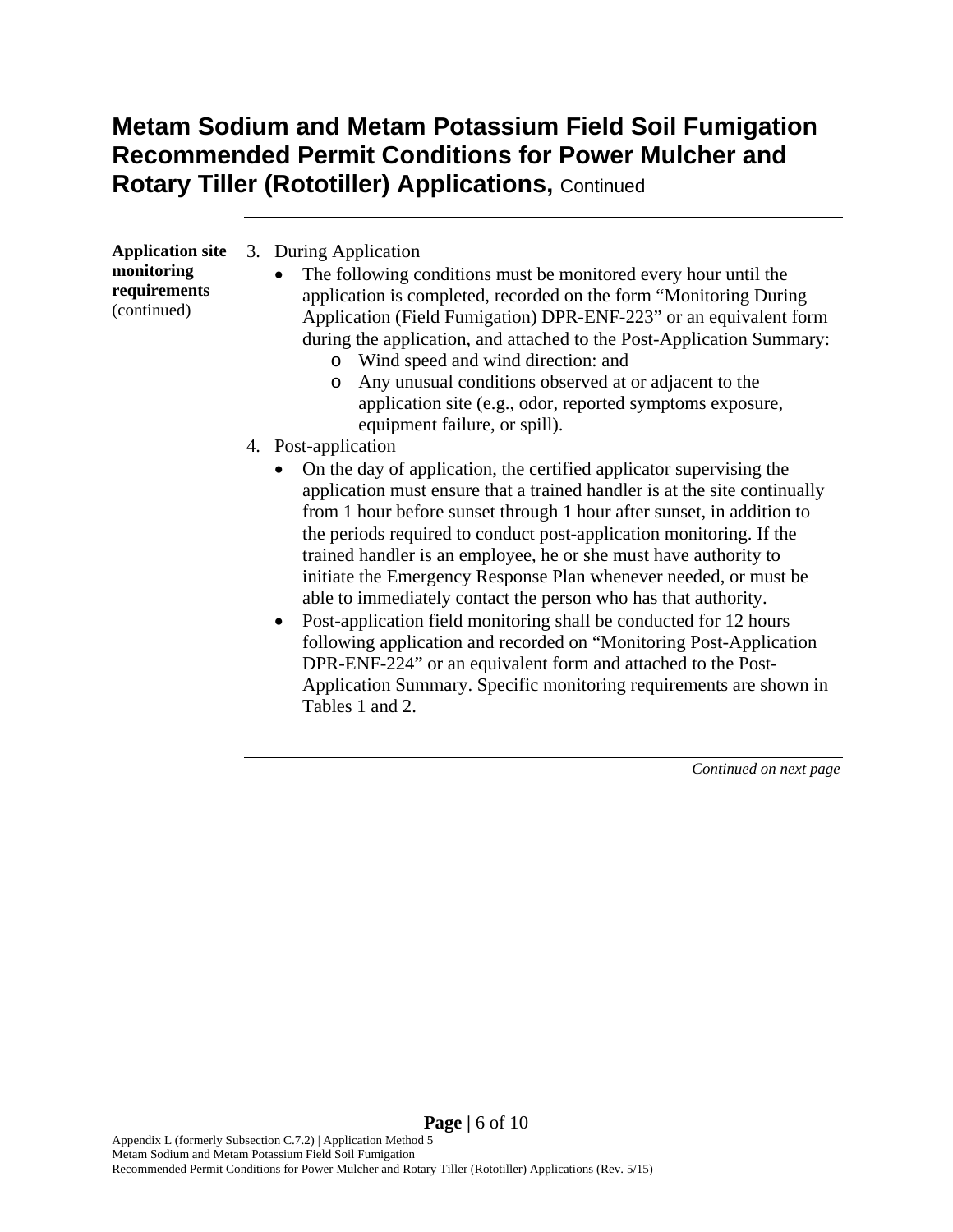# Metam Sodium and Metam Potassium Field Soil Fumigation Recommended Permit Conditions for Power Mulcher and Rotary Tiller (Rototiller) Applications, Continued

**Application site monitoring requirements** (continued)

3. During Application
   - The following conditions must be monitored every hour until the application is completed, recorded on the form "Monitoring During Application (Field Fumigation) DPR-ENF-223" or an equivalent form during the application, and attached to the Post-Application Summary:
     - Wind speed and wind direction: and
     - Any unusual conditions observed at or adjacent to the application site (e.g., odor, reported symptoms exposure, equipment failure, or spill).
4. Post-application
   - On the day of application, the certified applicator supervising the application must ensure that a trained handler is at the site continually from 1 hour before sunset through 1 hour after sunset, in addition to the periods required to conduct post-application monitoring. If the trained handler is an employee, he or she must have authority to initiate the Emergency Response Plan whenever needed, or must be able to immediately contact the person who has that authority.
   - Post-application field monitoring shall be conducted for 12 hours following application and recorded on "Monitoring Post-Application DPR-ENF-224" or an equivalent form and attached to the Post-Application Summary. Specific monitoring requirements are shown in Tables 1 and 2.

*Continued on next page*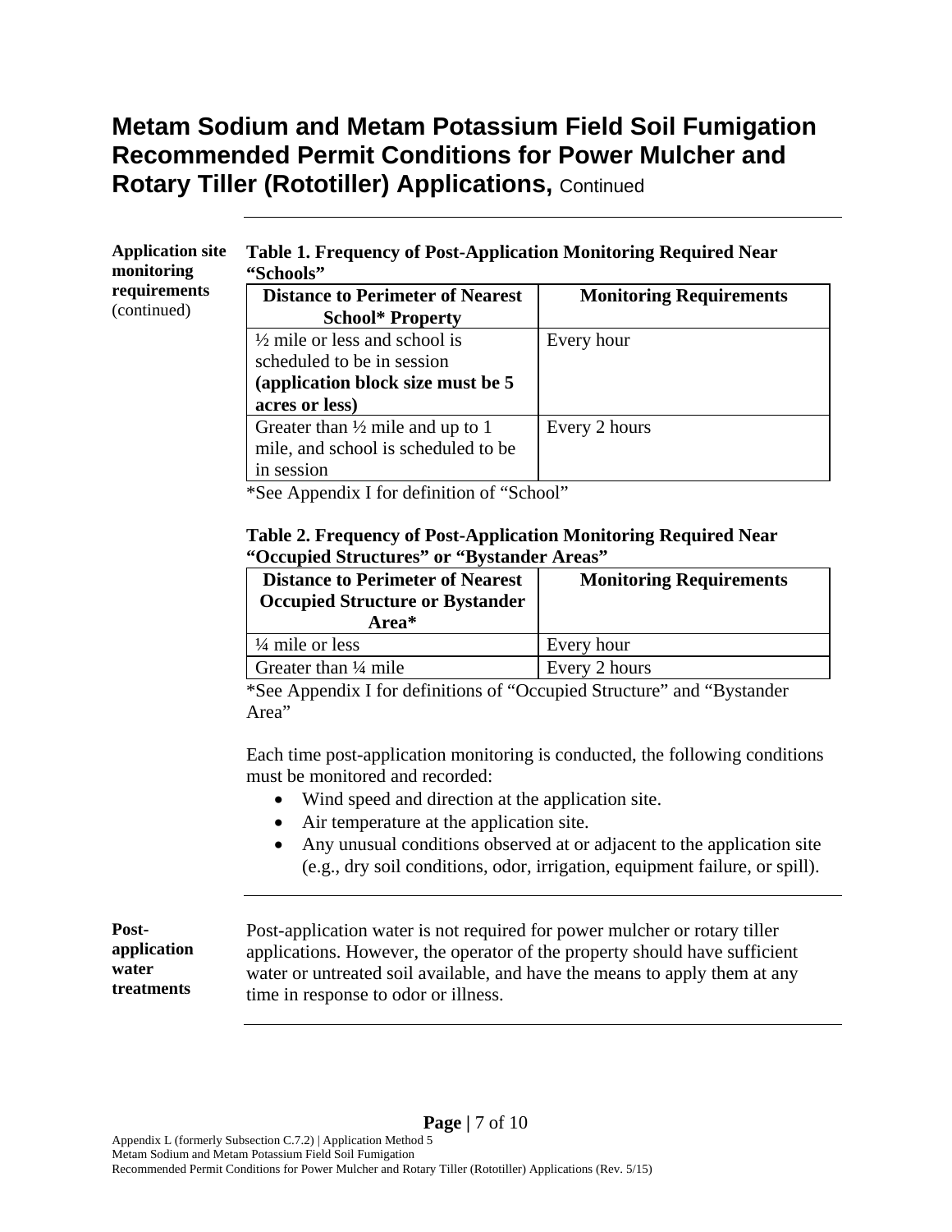# Metam Sodium and Metam Potassium Field Soil Fumigation Recommended Permit Conditions for Power Mulcher and Rotary Tiller (Rototiller) Applications, Continued

**Application site monitoring requirements** (continued)

**Table 1. Frequency of Post-Application Monitoring Required Near "Schools"**

| Distance to Perimeter of Nearest School* Property | Monitoring Requirements |
|---|---|
| ½ mile or less and school is scheduled to be in session **(application block size must be 5 acres or less)** | Every hour |
| Greater than ½ mile and up to 1 mile, and school is scheduled to be in session | Every 2 hours |

*See Appendix I for definition of "School"

**Table 2. Frequency of Post-Application Monitoring Required Near "Occupied Structures" or "Bystander Areas"**

| Distance to Perimeter of Nearest Occupied Structure or Bystander Area* | Monitoring Requirements |
|---|---|
| ¼ mile or less | Every hour |
| Greater than ¼ mile | Every 2 hours |

*See Appendix I for definitions of "Occupied Structure" and "Bystander Area"

Each time post-application monitoring is conducted, the following conditions must be monitored and recorded:

- Wind speed and direction at the application site.
- Air temperature at the application site.
- Any unusual conditions observed at or adjacent to the application site (e.g., dry soil conditions, odor, irrigation, equipment failure, or spill).

**Post-application water treatments**

Post-application water is not required for power mulcher or rotary tiller applications. However, the operator of the property should have sufficient water or untreated soil available, and have the means to apply them at any time in response to odor or illness.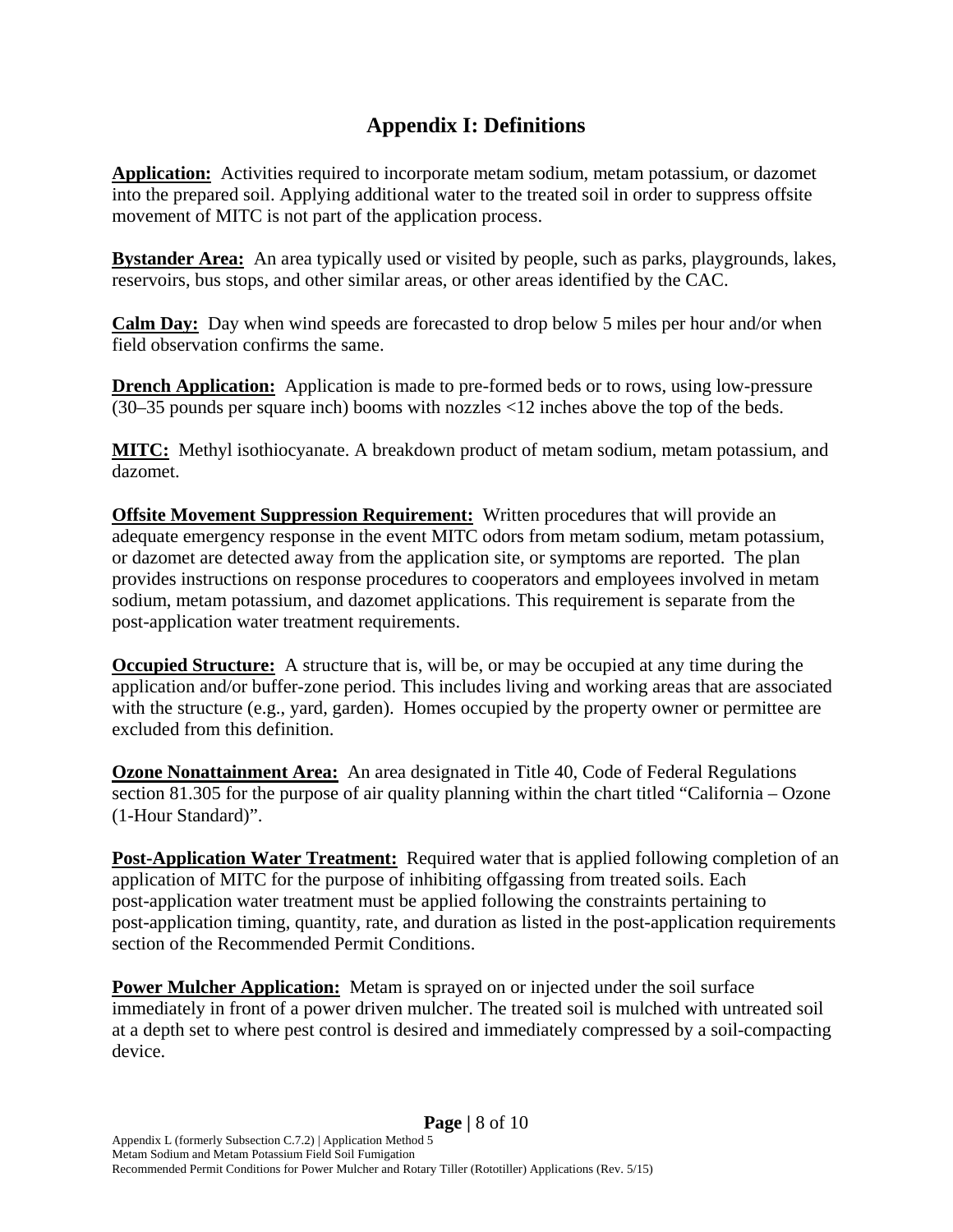# Appendix I: Definitions

**Application:** Activities required to incorporate metam sodium, metam potassium, or dazomet into the prepared soil. Applying additional water to the treated soil in order to suppress offsite movement of MITC is not part of the application process.

**Bystander Area:** An area typically used or visited by people, such as parks, playgrounds, lakes, reservoirs, bus stops, and other similar areas, or other areas identified by the CAC.

**Calm Day:** Day when wind speeds are forecasted to drop below 5 miles per hour and/or when field observation confirms the same.

**Drench Application:** Application is made to pre-formed beds or to rows, using low-pressure (30–35 pounds per square inch) booms with nozzles <12 inches above the top of the beds.

**MITC:** Methyl isothiocyanate. A breakdown product of metam sodium, metam potassium, and dazomet.

**Offsite Movement Suppression Requirement:** Written procedures that will provide an adequate emergency response in the event MITC odors from metam sodium, metam potassium, or dazomet are detected away from the application site, or symptoms are reported. The plan provides instructions on response procedures to cooperators and employees involved in metam sodium, metam potassium, and dazomet applications. This requirement is separate from the post-application water treatment requirements.

**Occupied Structure:** A structure that is, will be, or may be occupied at any time during the application and/or buffer-zone period. This includes living and working areas that are associated with the structure (e.g., yard, garden). Homes occupied by the property owner or permittee are excluded from this definition.

**Ozone Nonattainment Area:** An area designated in Title 40, Code of Federal Regulations section 81.305 for the purpose of air quality planning within the chart titled "California – Ozone (1-Hour Standard)".

**Post-Application Water Treatment:** Required water that is applied following completion of an application of MITC for the purpose of inhibiting offgassing from treated soils. Each post-application water treatment must be applied following the constraints pertaining to post-application timing, quantity, rate, and duration as listed in the post-application requirements section of the Recommended Permit Conditions.

**Power Mulcher Application:** Metam is sprayed on or injected under the soil surface immediately in front of a power driven mulcher. The treated soil is mulched with untreated soil at a depth set to where pest control is desired and immediately compressed by a soil-compacting device.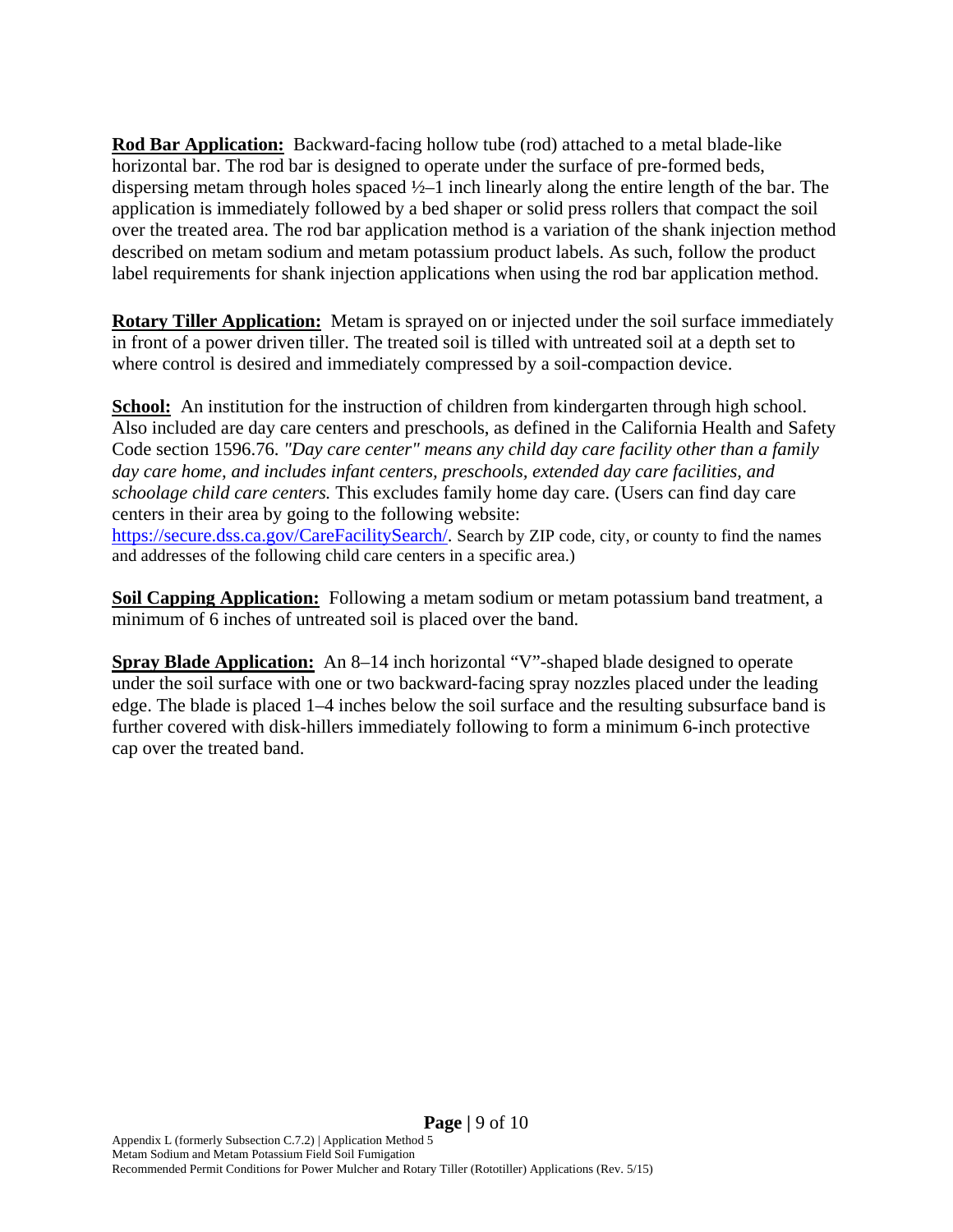**Rod Bar Application:** Backward-facing hollow tube (rod) attached to a metal blade-like horizontal bar. The rod bar is designed to operate under the surface of pre-formed beds, dispersing metam through holes spaced ½–1 inch linearly along the entire length of the bar. The application is immediately followed by a bed shaper or solid press rollers that compact the soil over the treated area. The rod bar application method is a variation of the shank injection method described on metam sodium and metam potassium product labels. As such, follow the product label requirements for shank injection applications when using the rod bar application method.

**Rotary Tiller Application:** Metam is sprayed on or injected under the soil surface immediately in front of a power driven tiller. The treated soil is tilled with untreated soil at a depth set to where control is desired and immediately compressed by a soil-compaction device.

**School:** An institution for the instruction of children from kindergarten through high school. Also included are day care centers and preschools, as defined in the California Health and Safety Code section 1596.76. *"Day care center" means any child day care facility other than a family day care home, and includes infant centers, preschools, extended day care facilities, and schoolage child care centers.* This excludes family home day care. (Users can find day care centers in their area by going to the following website: [https://secure.dss.ca.gov/CareFacilitySearch/](https://secure.dss.ca.gov/CareFacilitySearch/). Search by ZIP code, city, or county to find the names and addresses of the following child care centers in a specific area.)

**Soil Capping Application:** Following a metam sodium or metam potassium band treatment, a minimum of 6 inches of untreated soil is placed over the band.

**Spray Blade Application:** An 8–14 inch horizontal "V"-shaped blade designed to operate under the soil surface with one or two backward-facing spray nozzles placed under the leading edge. The blade is placed 1–4 inches below the soil surface and the resulting subsurface band is further covered with disk-hillers immediately following to form a minimum 6-inch protective cap over the treated band.